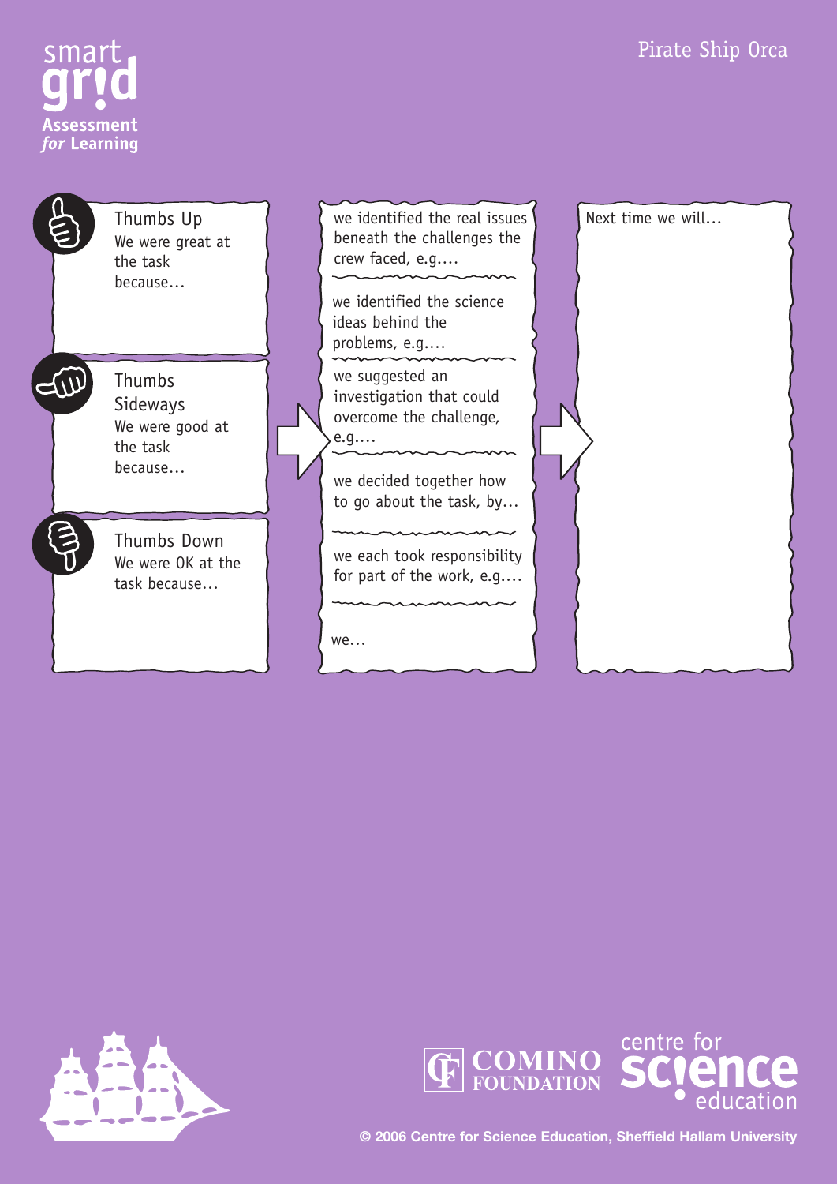smart gr!d

Assessment *for* Learning

# Pirate Ship Orca

**Thumbs Up**
We were great at the task because…

**Thumbs Sideways**
We were good at the task because…

**Thumbs Down**
We were OK at the task because…

we identified the real issues beneath the challenges the crew faced, e.g.…

we identified the science ideas behind the problems, e.g.…

we suggested an investigation that could overcome the challenge, e.g.…

we decided together how to go about the task, by…

we each took responsibility for part of the work, e.g.…

we…

Next time we will…

COMINO FOUNDATION

centre for science education

© 2006 Centre for Science Education, Sheffield Hallam University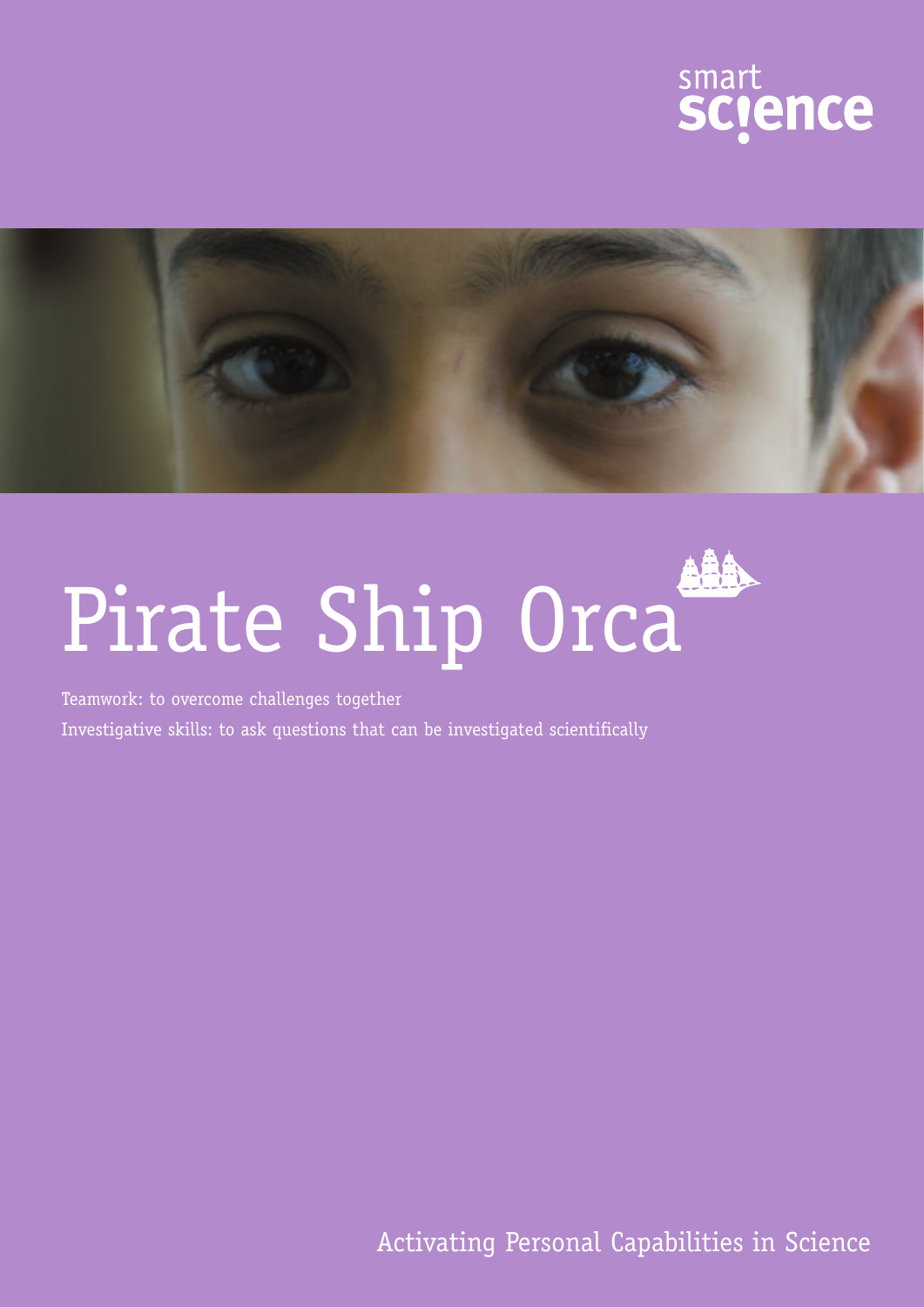smart science

# Pirate Ship Orca

Teamwork: to overcome challenges together

Investigative skills: to ask questions that can be investigated scientifically

Activating Personal Capabilities in Science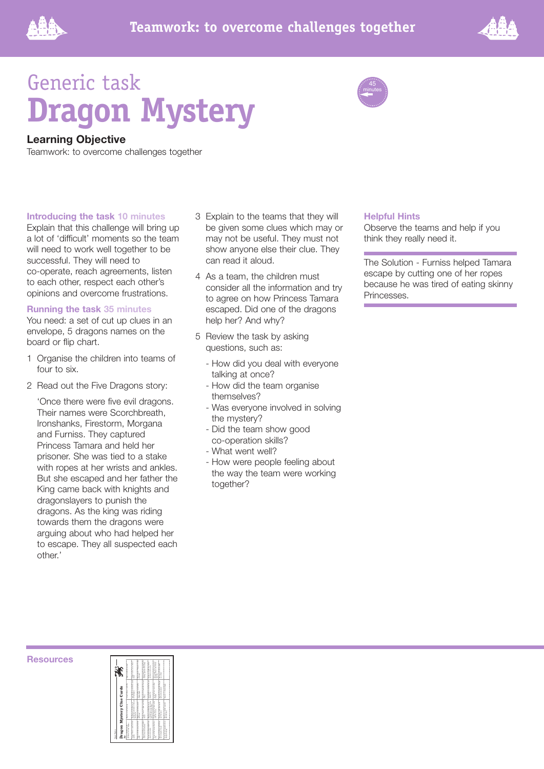# Generic task
# Dragon Mystery

45 minutes

**Learning Objective**

Teamwork: to overcome challenges together

**Introducing the task 10 minutes**

Explain that this challenge will bring up a lot of 'difficult' moments so the team will need to work well together to be successful. They will need to co-operate, reach agreements, listen to each other, respect each other's opinions and overcome frustrations.

**Running the task 35 minutes**

You need: a set of cut up clues in an envelope, 5 dragons names on the board or flip chart.

1 Organise the children into teams of four to six.

2 Read out the Five Dragons story:

'Once there were five evil dragons. Their names were Scorchbreath, Ironshanks, Firestorm, Morgana and Furniss. They captured Princess Tamara and held her prisoner. She was tied to a stake with ropes at her wrists and ankles. But she escaped and her father the King came back with knights and dragonslayers to punish the dragons. As the king was riding towards them the dragons were arguing about who had helped her to escape. They all suspected each other.'

3 Explain to the teams that they will be given some clues which may or may not be useful. They must not show anyone else their clue. They can read it aloud.

4 As a team, the children must consider all the information and try to agree on how Princess Tamara escaped. Did one of the dragons help her? And why?

5 Review the task by asking questions, such as:

- How did you deal with everyone talking at once?
- How did the team organise themselves?
- Was everyone involved in solving the mystery?
- Did the team show good co-operation skills?
- What went well?
- How were people feeling about the way the team were working together?

**Helpful Hints**

Observe the teams and help if you think they really need it.

The Solution - Furniss helped Tamara escape by cutting one of her ropes because he was tired of eating skinny Princesses.

**Resources**

Dragon Mystery Clue Cards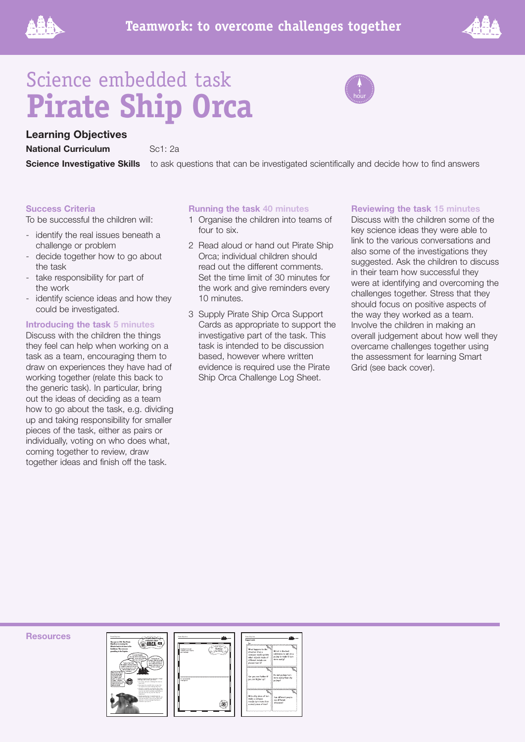# Science embedded task
# Pirate Ship Orca

1 hour

## Learning Objectives

**National Curriculum** Sc1: 2a

**Science Investigative Skills** to ask questions that can be investigated scientifically and decide how to find answers

### Success Criteria

To be successful the children will:

- identify the real issues beneath a challenge or problem
- decide together how to go about the task
- take responsibility for part of the work
- identify science ideas and how they could be investigated.

### Introducing the task 5 minutes

Discuss with the children the things they feel can help when working on a task as a team, encouraging them to draw on experiences they have had of working together (relate this back to the generic task). In particular, bring out the ideas of deciding as a team how to go about the task, e.g. dividing up and taking responsibility for smaller pieces of the task, either as pairs or individually, voting on who does what, coming together to review, draw together ideas and finish off the task.

### Running the task 40 minutes

1. Organise the children into teams of four to six.
2. Read aloud or hand out Pirate Ship Orca; individual children should read out the different comments. Set the time limit of 30 minutes for the work and give reminders every 10 minutes.
3. Supply Pirate Ship Orca Support Cards as appropriate to support the investigative part of the task. This task is intended to be discussion based, however where written evidence is required use the Pirate Ship Orca Challenge Log Sheet.

### Reviewing the task 15 minutes

Discuss with the children some of the key science ideas they were able to link to the various conversations and also some of the investigations they suggested. Ask the children to discuss in their team how successful they were at identifying and overcoming the challenges together. Stress that they should focus on positive aspects of the way they worked as a team. Involve the children in making an overall judgement about how well they overcame challenges together using the assessment for learning Smart Grid (see back cover).

### Resources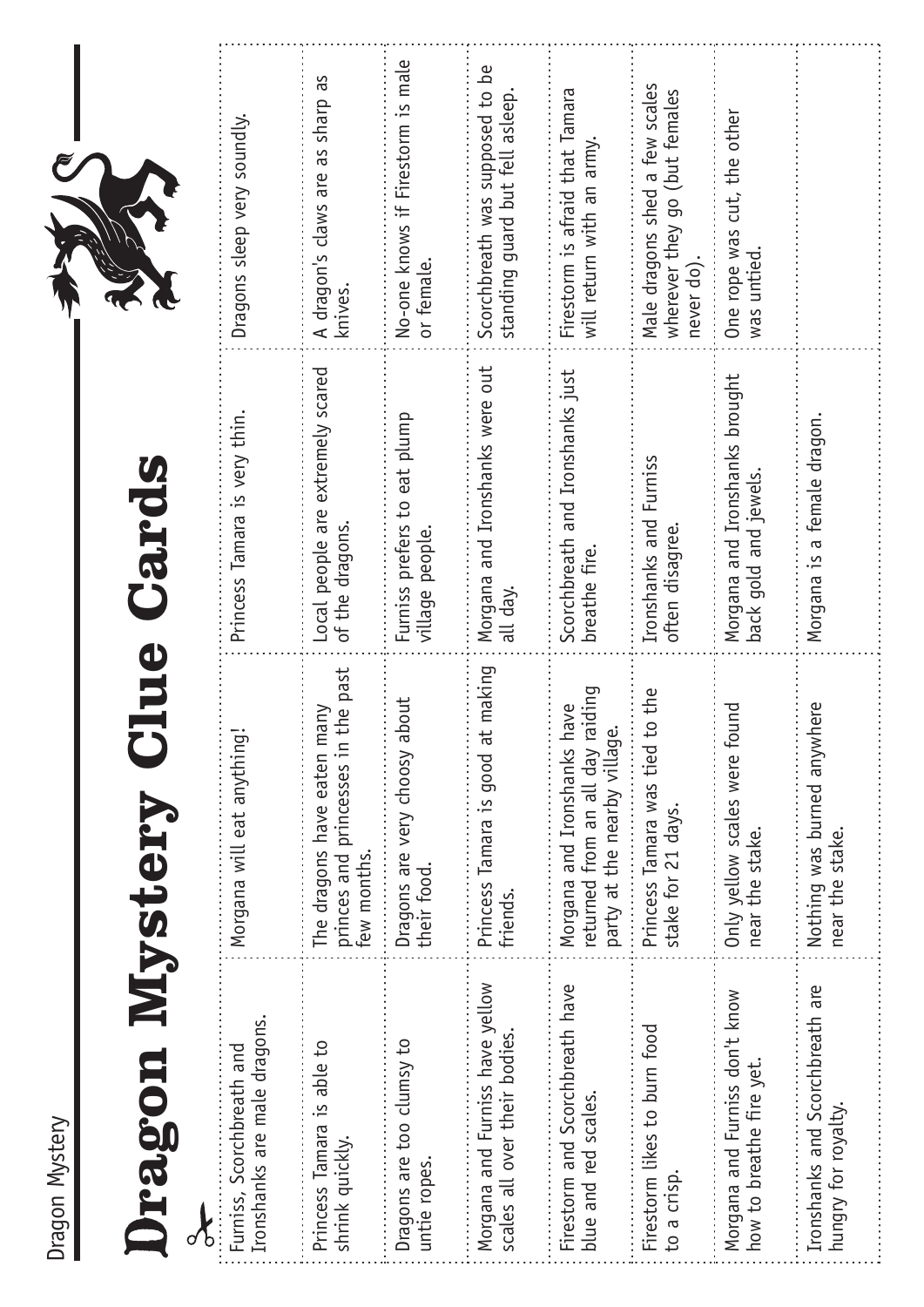# Dragon Mystery Clue Cards

- Furniss, Scorchbreath and Ironshanks are male dragons.
- Morgana will eat anything!
- Princess Tamara is very thin.
- Dragons sleep very soundly.
- Princess Tamara is able to shrink quickly.
- The dragons have eaten many princes and princesses in the past few months.
- Local people are extremely scared of the dragons.
- A dragon's claws are as sharp as knives.
- Dragons are too clumsy to untie ropes.
- Dragons are very choosy about their food.
- Furniss prefers to eat plump village people.
- No-one knows if Firestorm is male or female.
- Morgana and Furniss have yellow scales all over their bodies.
- Princess Tamara is good at making friends.
- Morgana and Ironshanks were out all day.
- Scorchbreath was supposed to be standing guard but fell asleep.
- Firestorm and Scorchbreath have blue and red scales.
- Morgana and Ironshanks have returned from an all day raiding party at the nearby village.
- Scorchbreath and Ironshanks just breathe fire.
- Firestorm is afraid that Tamara will return with an army.
- Firestorm likes to burn food to a crisp.
- Princess Tamara was tied to the stake for 21 days.
- Ironshanks and Furniss often disagree.
- Male dragons shed a few scales wherever they go (but females never do).
- Morgana and Furniss don't know how to breathe fire yet.
- Only yellow scales were found near the stake.
- Morgana and Ironshanks brought back gold and jewels.
- One rope was cut, the other was untied.
- Ironshanks and Scorchbreath are hungry for royalty.
- Nothing was burned anywhere near the stake.
- Morgana is a female dragon.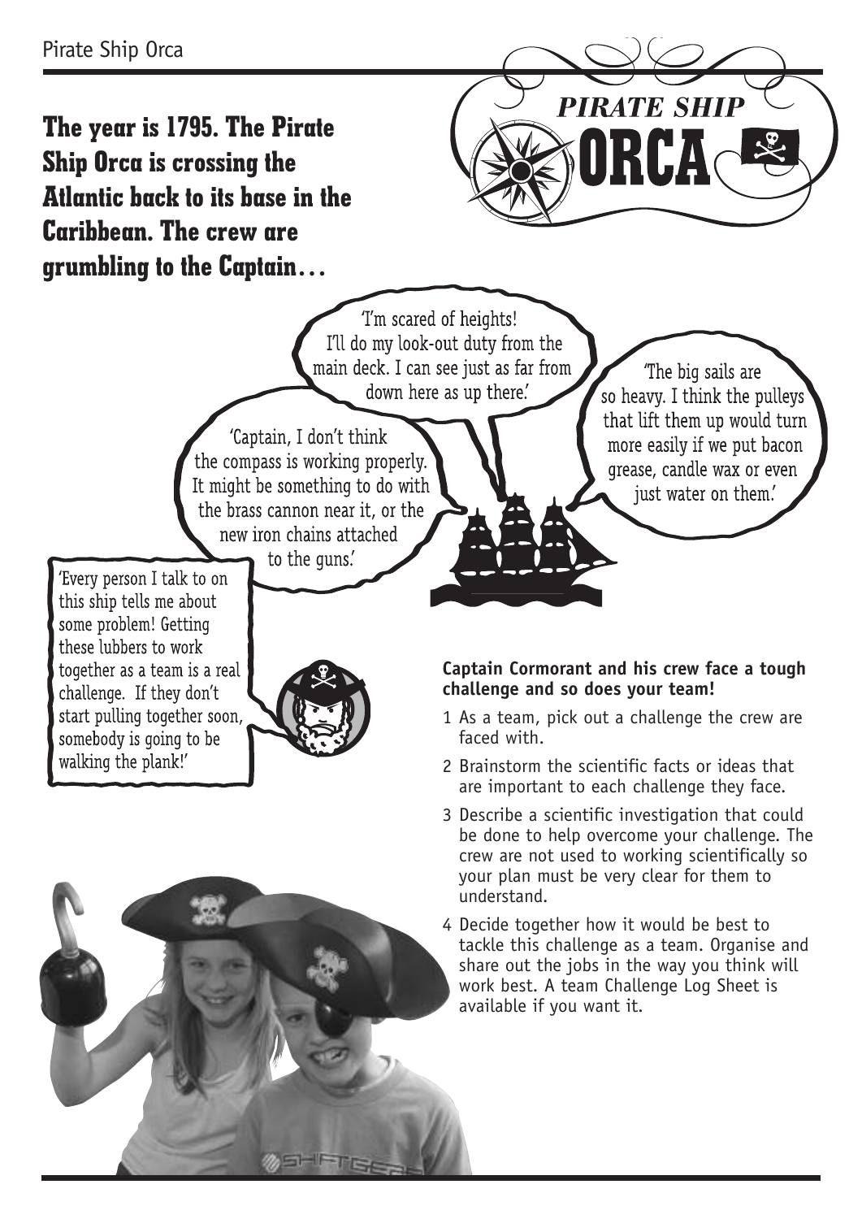**The year is 1795. The Pirate Ship Orca is crossing the Atlantic back to its base in the Caribbean. The crew are grumbling to the Captain…**

'I'm scared of heights! I'll do my look-out duty from the main deck. I can see just as far from down here as up there.'

'The big sails are so heavy. I think the pulleys that lift them up would turn more easily if we put bacon grease, candle wax or even just water on them.'

'Captain, I don't think the compass is working properly. It might be something to do with the brass cannon near it, or the new iron chains attached to the guns.'

'Every person I talk to on this ship tells me about some problem! Getting these lubbers to work together as a team is a real challenge. If they don't start pulling together soon, somebody is going to be walking the plank!'

**Captain Cormorant and his crew face a tough challenge and so does your team!**

1. As a team, pick out a challenge the crew are faced with.
2. Brainstorm the scientific facts or ideas that are important to each challenge they face.
3. Describe a scientific investigation that could be done to help overcome your challenge. The crew are not used to working scientifically so your plan must be very clear for them to understand.
4. Decide together how it would be best to tackle this challenge as a team. Organise and share out the jobs in the way you think will work best. A team Challenge Log Sheet is available if you want it.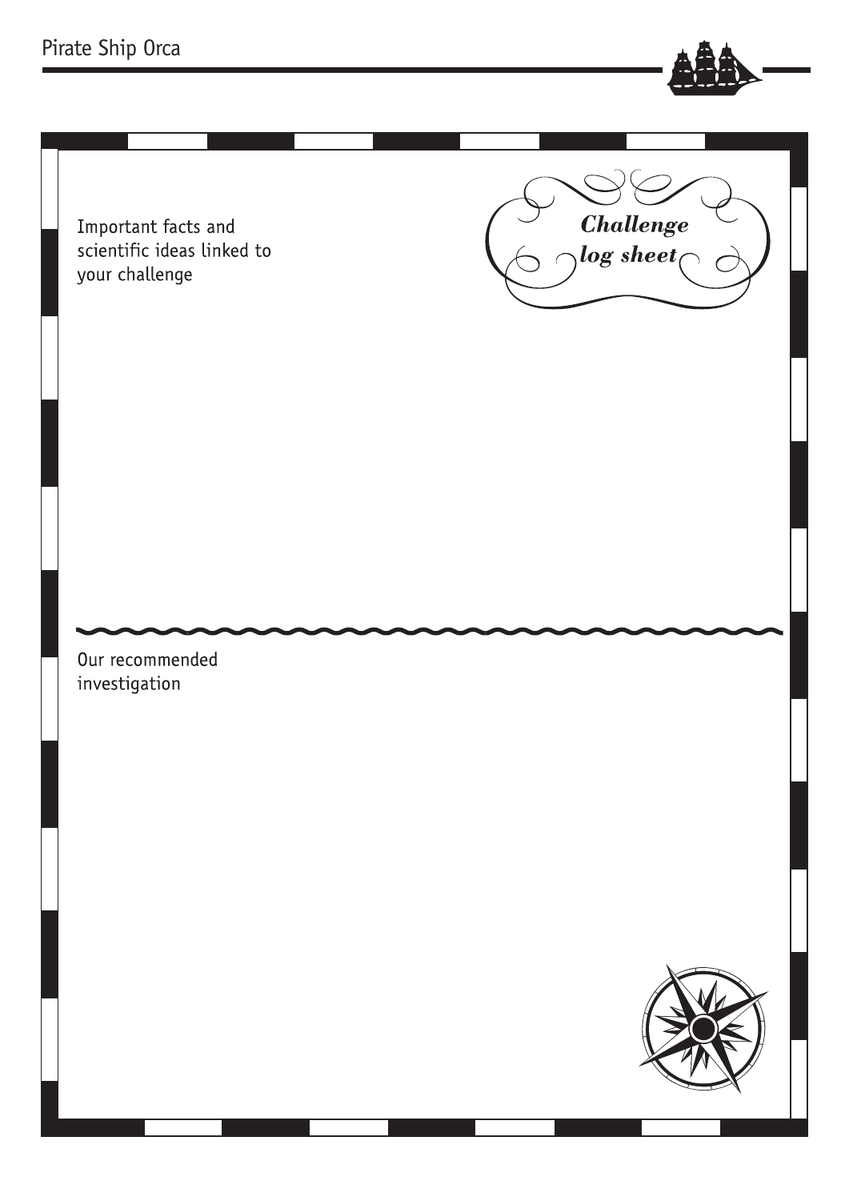# Challenge log sheet

Important facts and scientific ideas linked to your challenge

Our recommended investigation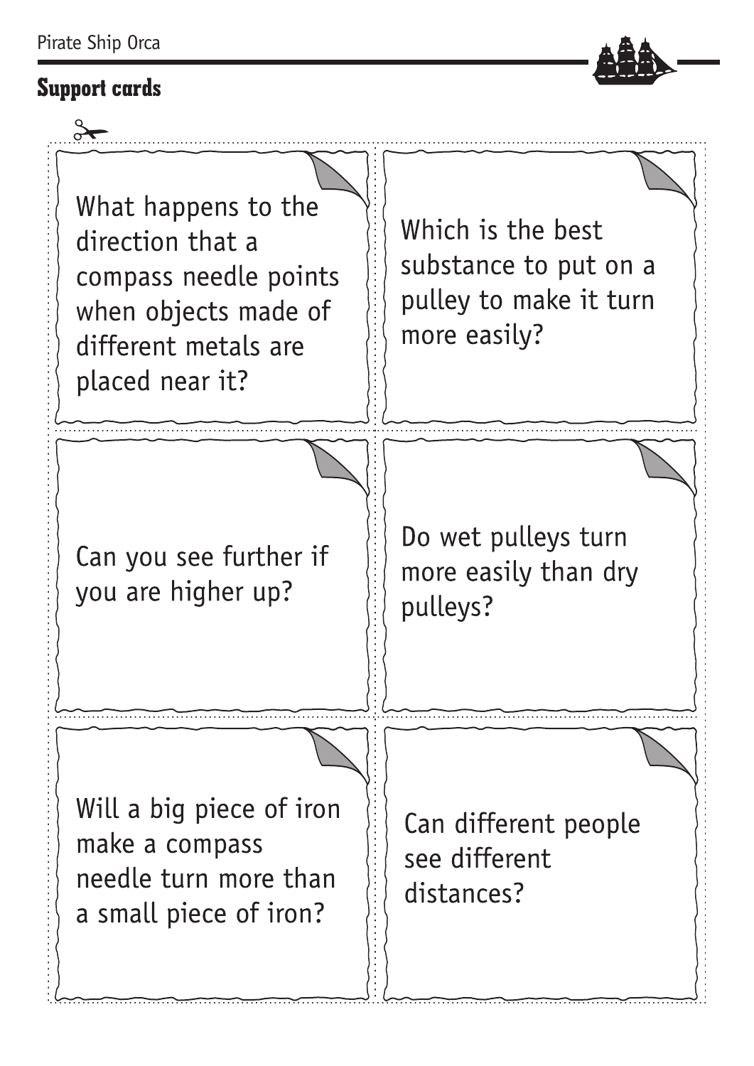## Support cards

What happens to the direction that a compass needle points when objects made of different metals are placed near it?

Which is the best substance to put on a pulley to make it turn more easily?

Can you see further if you are higher up?

Do wet pulleys turn more easily than dry pulleys?

Will a big piece of iron make a compass needle turn more than a small piece of iron?

Can different people see different distances?